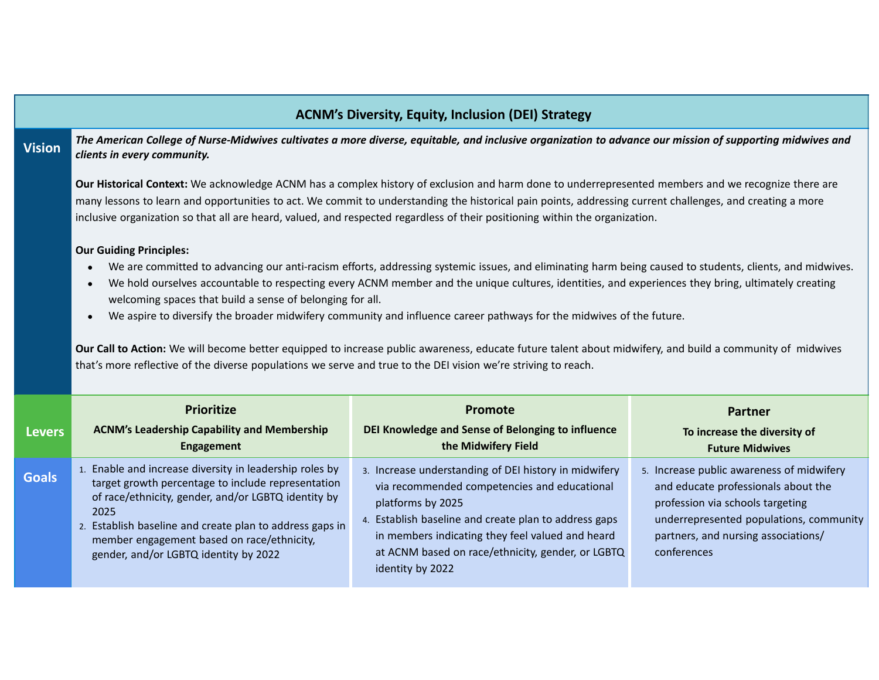# ACNM's Diversity, Equity, Inclusion (DEI) Strategy

## Vision

***The American College of Nurse-Midwives cultivates a more diverse, equitable, and inclusive organization to advance our mission of supporting midwives and clients in every community.***

**Our Historical Context:** We acknowledge ACNM has a complex history of exclusion and harm done to underrepresented members and we recognize there are many lessons to learn and opportunities to act. We commit to understanding the historical pain points, addressing current challenges, and creating a more inclusive organization so that all are heard, valued, and respected regardless of their positioning within the organization.

**Our Guiding Principles:**

- We are committed to advancing our anti-racism efforts, addressing systemic issues, and eliminating harm being caused to students, clients, and midwives.
- We hold ourselves accountable to respecting every ACNM member and the unique cultures, identities, and experiences they bring, ultimately creating welcoming spaces that build a sense of belonging for all.
- We aspire to diversify the broader midwifery community and influence career pathways for the midwives of the future.

**Our Call to Action:** We will become better equipped to increase public awareness, educate future talent about midwifery, and build a community of midwives that's more reflective of the diverse populations we serve and true to the DEI vision we're striving to reach.

| | Prioritize | Promote | Partner |
|---|---|---|---|
| **Levers** | **ACNM's Leadership Capability and Membership Engagement** | **DEI Knowledge and Sense of Belonging to influence the Midwifery Field** | **To increase the diversity of Future Midwives** |
| **Goals** | 1. Enable and increase diversity in leadership roles by target growth percentage to include representation of race/ethnicity, gender, and/or LGBTQ identity by 2025<br>2. Establish baseline and create plan to address gaps in member engagement based on race/ethnicity, gender, and/or LGBTQ identity by 2022 | 3. Increase understanding of DEI history in midwifery via recommended competencies and educational platforms by 2025<br>4. Establish baseline and create plan to address gaps in members indicating they feel valued and heard at ACNM based on race/ethnicity, gender, or LGBTQ identity by 2022 | 5. Increase public awareness of midwifery and educate professionals about the profession via schools targeting underrepresented populations, community partners, and nursing associations/ conferences |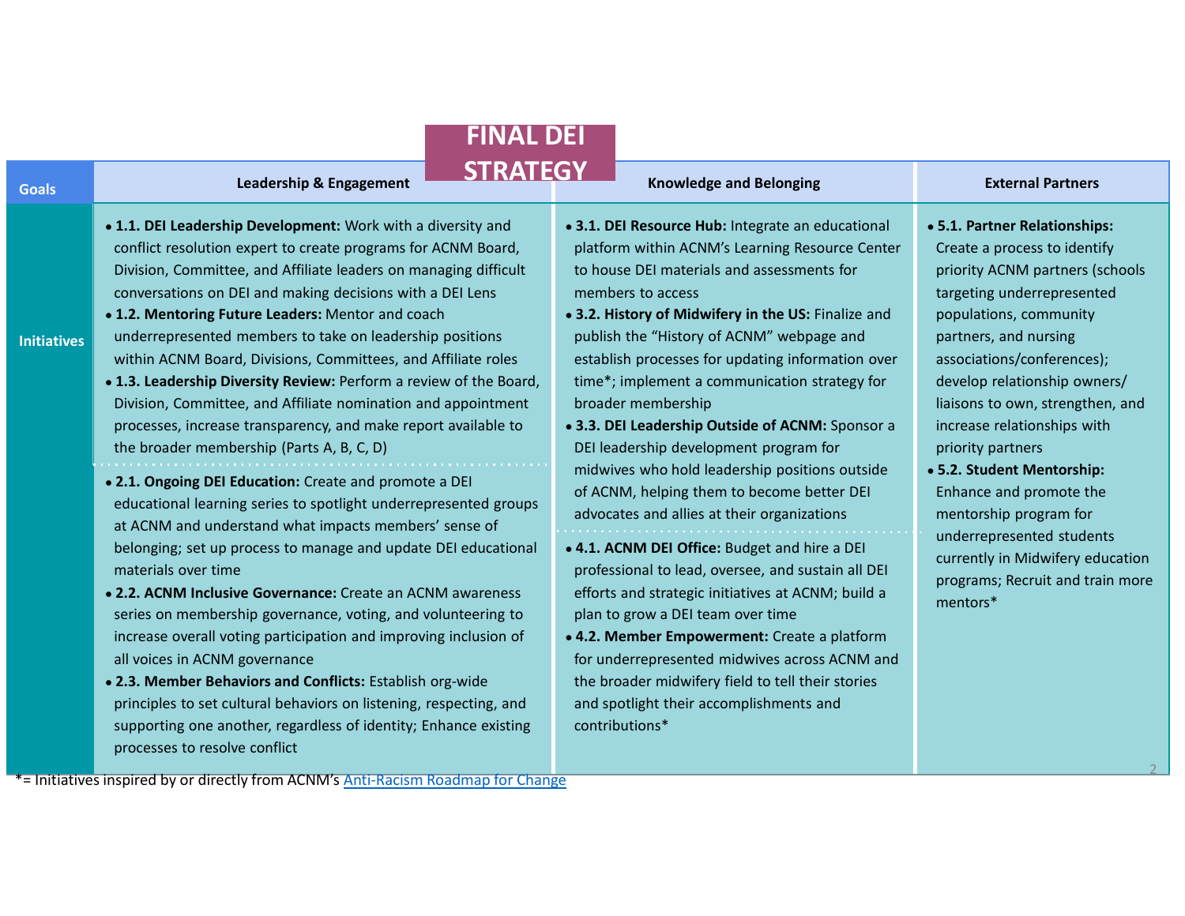# FINAL DEI STRATEGY

| Goals | Leadership & Engagement | Knowledge and Belonging | External Partners |
|---|---|---|---|
| Initiatives | • **1.1. DEI Leadership Development:** Work with a diversity and conflict resolution expert to create programs for ACNM Board, Division, Committee, and Affiliate leaders on managing difficult conversations on DEI and making decisions with a DEI Lens<br>• **1.2. Mentoring Future Leaders:** Mentor and coach underrepresented members to take on leadership positions within ACNM Board, Divisions, Committees, and Affiliate roles<br>• **1.3. Leadership Diversity Review:** Perform a review of the Board, Division, Committee, and Affiliate nomination and appointment processes, increase transparency, and make report available to the broader membership (Parts A, B, C, D)<br>• **2.1. Ongoing DEI Education:** Create and promote a DEI educational learning series to spotlight underrepresented groups at ACNM and understand what impacts members' sense of belonging; set up process to manage and update DEI educational materials over time<br>• **2.2. ACNM Inclusive Governance:** Create an ACNM awareness series on membership governance, voting, and volunteering to increase overall voting participation and improving inclusion of all voices in ACNM governance<br>• **2.3. Member Behaviors and Conflicts:** Establish org-wide principles to set cultural behaviors on listening, respecting, and supporting one another, regardless of identity; Enhance existing processes to resolve conflict | • **3.1. DEI Resource Hub:** Integrate an educational platform within ACNM's Learning Resource Center to house DEI materials and assessments for members to access<br>• **3.2. History of Midwifery in the US:** Finalize and publish the "History of ACNM" webpage and establish processes for updating information over time*; implement a communication strategy for broader membership<br>• **3.3. DEI Leadership Outside of ACNM:** Sponsor a DEI leadership development program for midwives who hold leadership positions outside of ACNM, helping them to become better DEI advocates and allies at their organizations<br>• **4.1. ACNM DEI Office:** Budget and hire a DEI professional to lead, oversee, and sustain all DEI efforts and strategic initiatives at ACNM; build a plan to grow a DEI team over time<br>• **4.2. Member Empowerment:** Create a platform for underrepresented midwives across ACNM and the broader midwifery field to tell their stories and spotlight their accomplishments and contributions* | • **5.1. Partner Relationships:** Create a process to identify priority ACNM partners (schools targeting underrepresented populations, community partners, and nursing associations/conferences); develop relationship owners/ liaisons to own, strengthen, and increase relationships with priority partners<br>• **5.2. Student Mentorship:** Enhance and promote the mentorship program for underrepresented students currently in Midwifery education programs; Recruit and train more mentors* |

*= Initiatives inspired by or directly from ACNM's [Anti-Racism Roadmap for Change]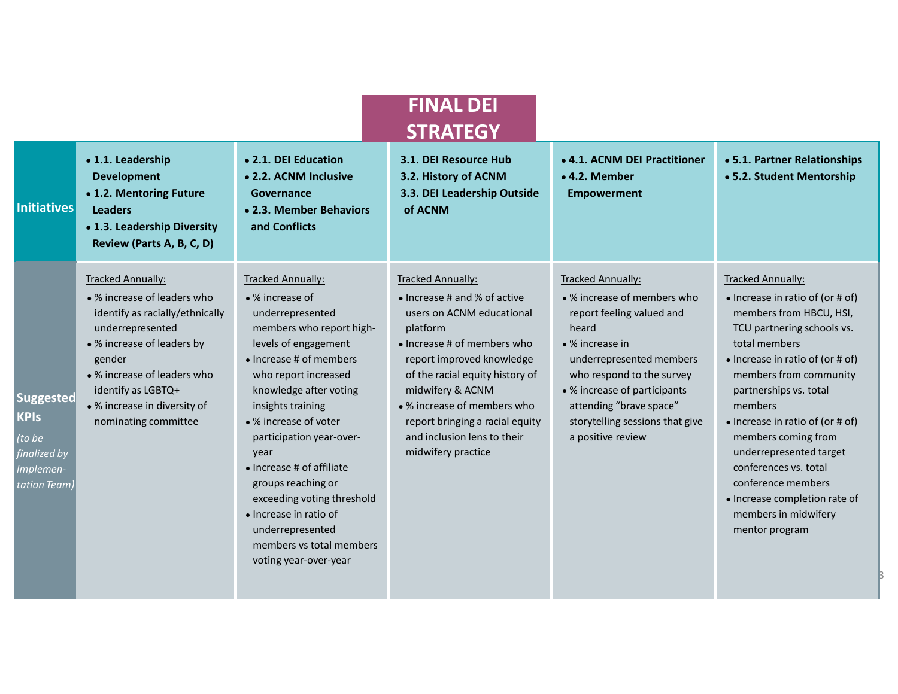# FINAL DEI STRATEGY

| | | | | | |
|---|---|---|---|---|---|
| **Initiatives** | • **1.1. Leadership Development**<br>• **1.2. Mentoring Future Leaders**<br>• **1.3. Leadership Diversity Review (Parts A, B, C, D)** | • **2.1. DEI Education**<br>• **2.2. ACNM Inclusive Governance**<br>• **2.3. Member Behaviors and Conflicts** | **3.1. DEI Resource Hub**<br>**3.2. History of ACNM**<br>**3.3. DEI Leadership Outside of ACNM** | • **4.1. ACNM DEI Practitioner**<br>• **4.2. Member Empowerment** | • **5.1. Partner Relationships**<br>• **5.2. Student Mentorship** |
| **Suggested KPIs** *(to be finalized by Implementation Team)* | Tracked Annually:<br>• % increase of leaders who identify as racially/ethnically underrepresented<br>• % increase of leaders by gender<br>• % increase of leaders who identify as LGBTQ+<br>• % increase in diversity of nominating committee | Tracked Annually:<br>• % increase of underrepresented members who report high-levels of engagement<br>• Increase # of members who report increased knowledge after voting insights training<br>• % increase of voter participation year-over-year<br>• Increase # of affiliate groups reaching or exceeding voting threshold<br>• Increase in ratio of underrepresented members vs total members voting year-over-year | Tracked Annually:<br>• Increase # and % of active users on ACNM educational platform<br>• Increase # of members who report improved knowledge of the racial equity history of midwifery & ACNM<br>• % increase of members who report bringing a racial equity and inclusion lens to their midwifery practice | Tracked Annually:<br>• % increase of members who report feeling valued and heard<br>• % increase in underrepresented members who respond to the survey<br>• % increase of participants attending "brave space" storytelling sessions that give a positive review | Tracked Annually:<br>• Increase in ratio of (or # of) members from HBCU, HSI, TCU partnering schools vs. total members<br>• Increase in ratio of (or # of) members from community partnerships vs. total members<br>• Increase in ratio of (or # of) members coming from underrepresented target conferences vs. total conference members<br>• Increase completion rate of members in midwifery mentor program |